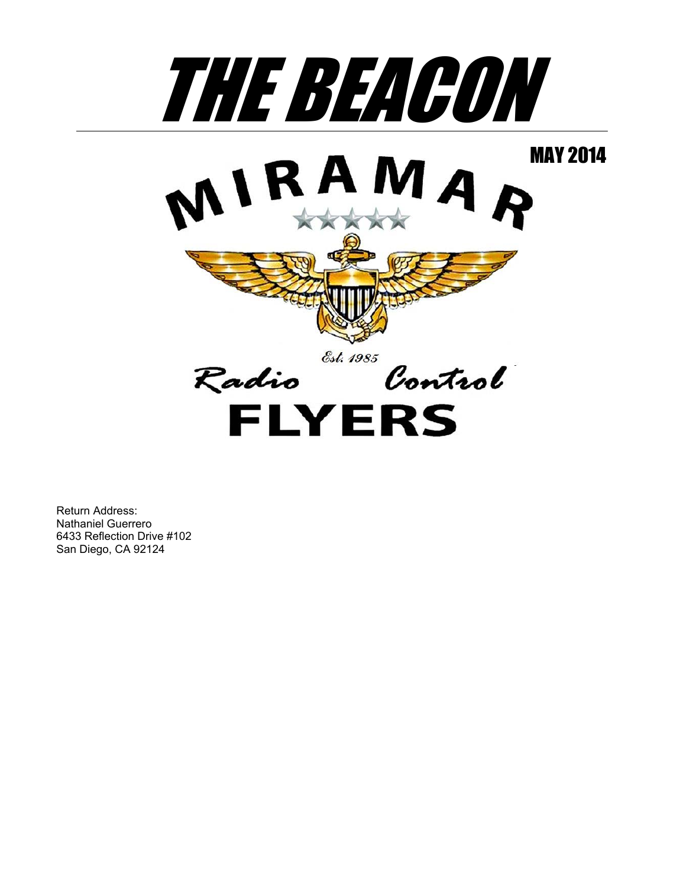# THE BEACON

MAY 2014

MIRAMAR

Est. 1985

Radio Control

FLYERS

Return Address:
Nathaniel Guerrero
6433 Reflection Drive #102
San Diego, CA 92124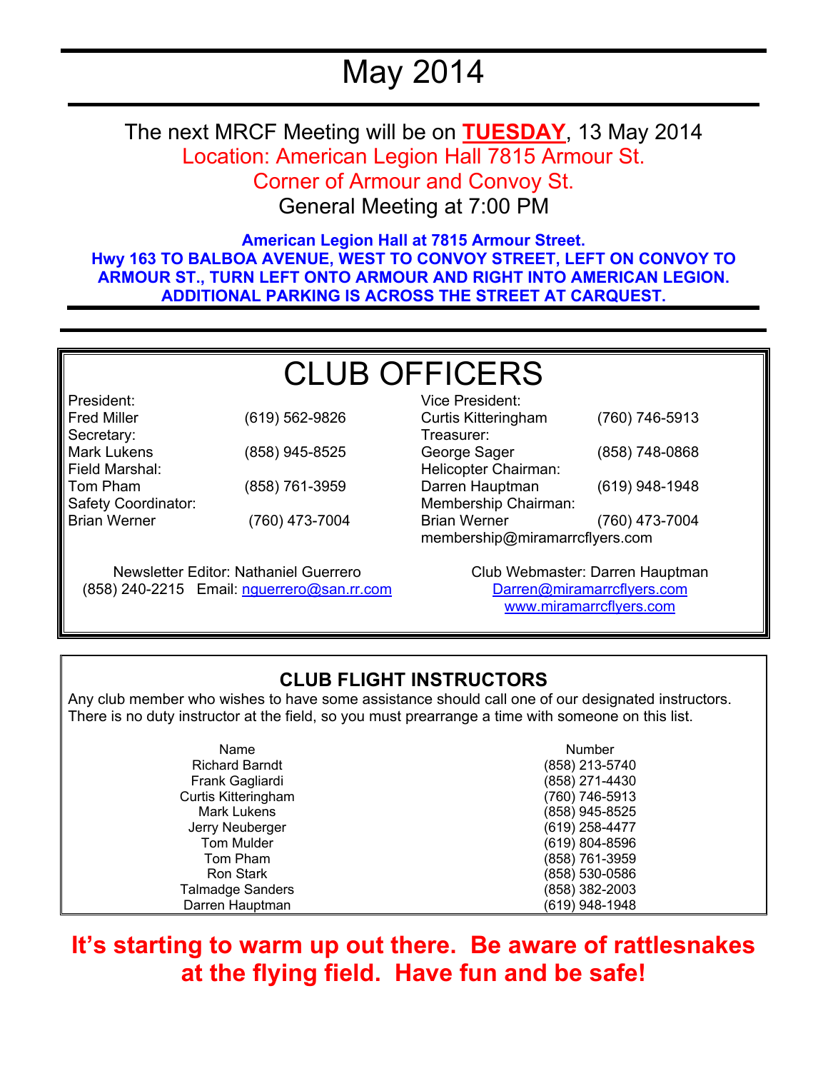# May 2014

The next MRCF Meeting will be on **TUESDAY**, 13 May 2014
Location: American Legion Hall 7815 Armour St.
Corner of Armour and Convoy St.
General Meeting at 7:00 PM

**American Legion Hall at 7815 Armour Street.**
**Hwy 163 TO BALBOA AVENUE, WEST TO CONVOY STREET, LEFT ON CONVOY TO ARMOUR ST., TURN LEFT ONTO ARMOUR AND RIGHT INTO AMERICAN LEGION. ADDITIONAL PARKING IS ACROSS THE STREET AT CARQUEST.**

## CLUB OFFICERS

President:
Fred Miller (619) 562-9826

Vice President:
Curtis Kitteringham (760) 746-5913

Secretary:
Mark Lukens (858) 945-8525

Treasurer:
George Sager (858) 748-0868

Field Marshal:
Tom Pham (858) 761-3959

Helicopter Chairman:
Darren Hauptman (619) 948-1948

Safety Coordinator:
Brian Werner (760) 473-7004

Membership Chairman:
Brian Werner (760) 473-7004
membership@miramarrcflyers.com

Newsletter Editor: Nathaniel Guerrero
(858) 240-2215 Email: nguerrero@san.rr.com

Club Webmaster: Darren Hauptman
Darren@miramarrcflyers.com
www.miramarrcflyers.com

## CLUB FLIGHT INSTRUCTORS

Any club member who wishes to have some assistance should call one of our designated instructors. There is no duty instructor at the field, so you must prearrange a time with someone on this list.

| Name | Number |
|---|---|
| Richard Barndt | (858) 213-5740 |
| Frank Gagliardi | (858) 271-4430 |
| Curtis Kitteringham | (760) 746-5913 |
| Mark Lukens | (858) 945-8525 |
| Jerry Neuberger | (619) 258-4477 |
| Tom Mulder | (619) 804-8596 |
| Tom Pham | (858) 761-3959 |
| Ron Stark | (858) 530-0586 |
| Talmadge Sanders | (858) 382-2003 |
| Darren Hauptman | (619) 948-1948 |

**It's starting to warm up out there. Be aware of rattlesnakes at the flying field. Have fun and be safe!**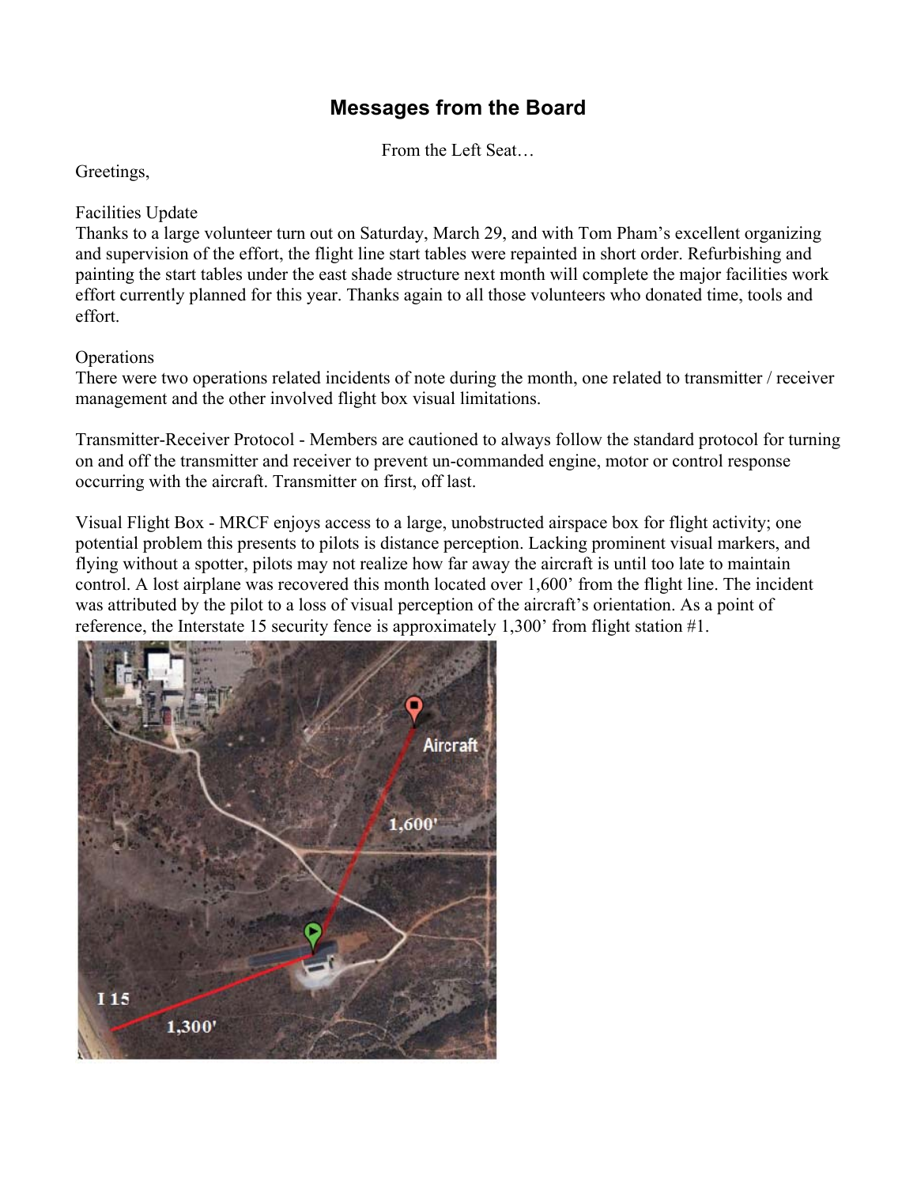# Messages from the Board

From the Left Seat…

Greetings,

Facilities Update
Thanks to a large volunteer turn out on Saturday, March 29, and with Tom Pham's excellent organizing and supervision of the effort, the flight line start tables were repainted in short order. Refurbishing and painting the start tables under the east shade structure next month will complete the major facilities work effort currently planned for this year. Thanks again to all those volunteers who donated time, tools and effort.

Operations
There were two operations related incidents of note during the month, one related to transmitter / receiver management and the other involved flight box visual limitations.

Transmitter-Receiver Protocol - Members are cautioned to always follow the standard protocol for turning on and off the transmitter and receiver to prevent un-commanded engine, motor or control response occurring with the aircraft. Transmitter on first, off last.

Visual Flight Box - MRCF enjoys access to a large, unobstructed airspace box for flight activity; one potential problem this presents to pilots is distance perception. Lacking prominent visual markers, and flying without a spotter, pilots may not realize how far away the aircraft is until too late to maintain control. A lost airplane was recovered this month located over 1,600' from the flight line. The incident was attributed by the pilot to a loss of visual perception of the aircraft's orientation. As a point of reference, the Interstate 15 security fence is approximately 1,300' from flight station #1.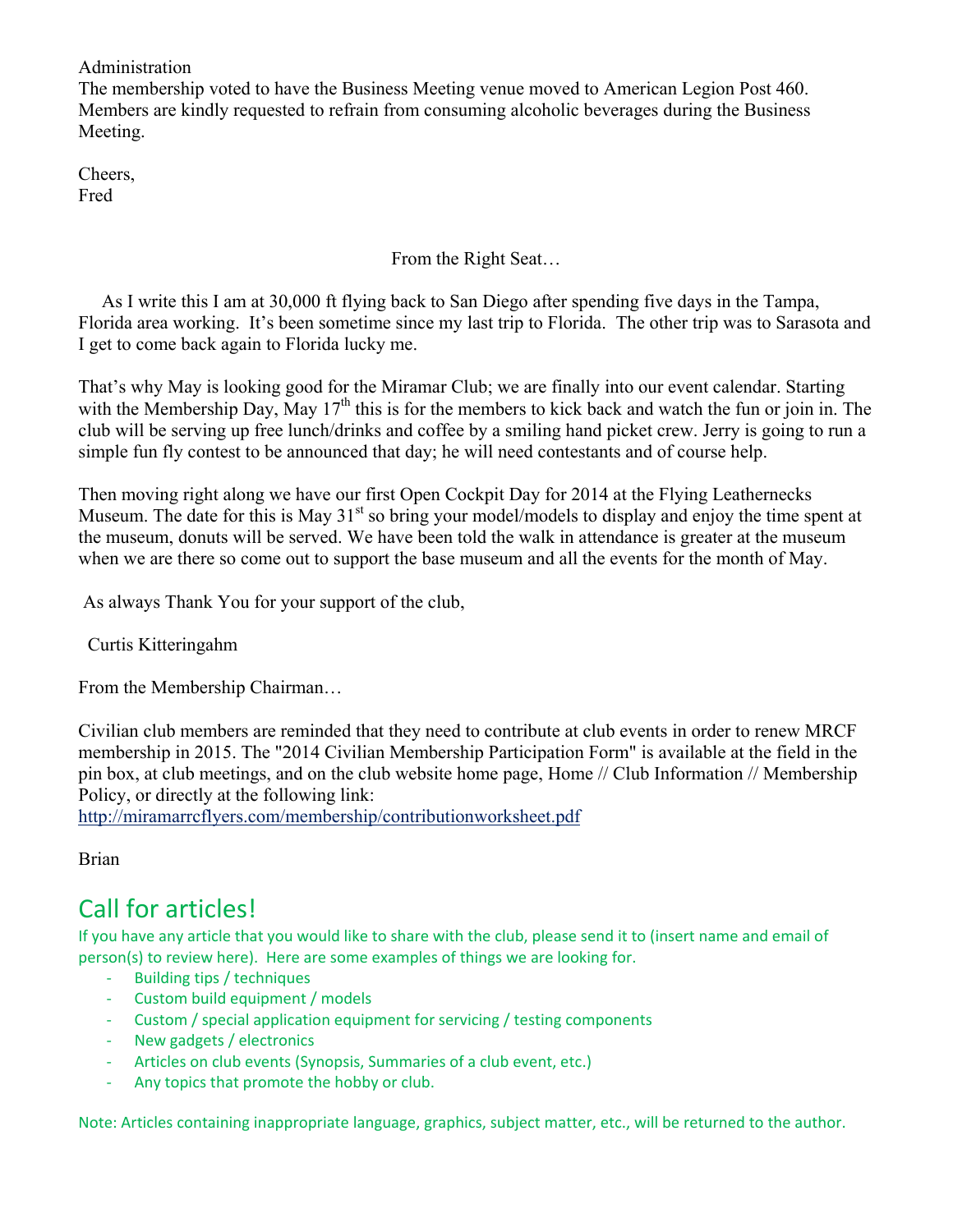Administration

The membership voted to have the Business Meeting venue moved to American Legion Post 460. Members are kindly requested to refrain from consuming alcoholic beverages during the Business Meeting.

Cheers,
Fred

From the Right Seat…

As I write this I am at 30,000 ft flying back to San Diego after spending five days in the Tampa, Florida area working. It's been sometime since my last trip to Florida. The other trip was to Sarasota and I get to come back again to Florida lucky me.

That's why May is looking good for the Miramar Club; we are finally into our event calendar. Starting with the Membership Day, May 17th this is for the members to kick back and watch the fun or join in. The club will be serving up free lunch/drinks and coffee by a smiling hand picket crew. Jerry is going to run a simple fun fly contest to be announced that day; he will need contestants and of course help.

Then moving right along we have our first Open Cockpit Day for 2014 at the Flying Leathernecks Museum. The date for this is May 31st so bring your model/models to display and enjoy the time spent at the museum, donuts will be served. We have been told the walk in attendance is greater at the museum when we are there so come out to support the base museum and all the events for the month of May.

As always Thank You for your support of the club,

Curtis Kitteringahm

From the Membership Chairman…

Civilian club members are reminded that they need to contribute at club events in order to renew MRCF membership in 2015. The "2014 Civilian Membership Participation Form" is available at the field in the pin box, at club meetings, and on the club website home page, Home // Club Information // Membership Policy, or directly at the following link:
http://miramarrcflyers.com/membership/contributionworksheet.pdf

Brian

## Call for articles!

If you have any article that you would like to share with the club, please send it to (insert name and email of person(s) to review here). Here are some examples of things we are looking for.

- Building tips / techniques
- Custom build equipment / models
- Custom / special application equipment for servicing / testing components
- New gadgets / electronics
- Articles on club events (Synopsis, Summaries of a club event, etc.)
- Any topics that promote the hobby or club.

Note: Articles containing inappropriate language, graphics, subject matter, etc., will be returned to the author.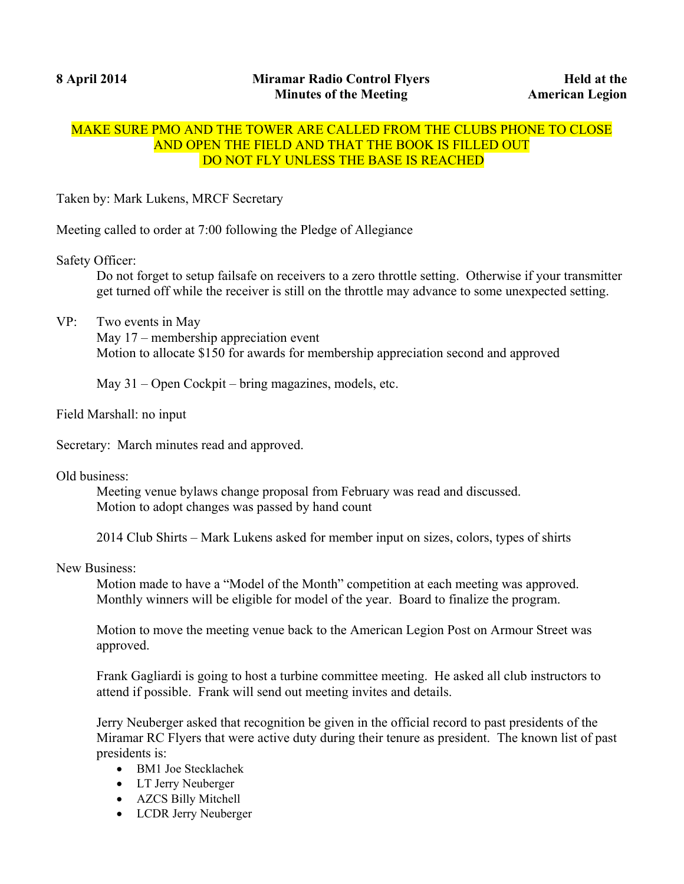**8 April 2014** **Miramar Radio Control Flyers** **Held at the**
**Minutes of the Meeting** **American Legion**

MAKE SURE PMO AND THE TOWER ARE CALLED FROM THE CLUBS PHONE TO CLOSE AND OPEN THE FIELD AND THAT THE BOOK IS FILLED OUT
DO NOT FLY UNLESS THE BASE IS REACHED

Taken by: Mark Lukens, MRCF Secretary

Meeting called to order at 7:00 following the Pledge of Allegiance

Safety Officer:
Do not forget to setup failsafe on receivers to a zero throttle setting. Otherwise if your transmitter get turned off while the receiver is still on the throttle may advance to some unexpected setting.

VP: Two events in May
May 17 – membership appreciation event
Motion to allocate $150 for awards for membership appreciation second and approved

May 31 – Open Cockpit – bring magazines, models, etc.

Field Marshall: no input

Secretary: March minutes read and approved.

Old business:
Meeting venue bylaws change proposal from February was read and discussed.
Motion to adopt changes was passed by hand count

2014 Club Shirts – Mark Lukens asked for member input on sizes, colors, types of shirts

New Business:
Motion made to have a "Model of the Month" competition at each meeting was approved. Monthly winners will be eligible for model of the year. Board to finalize the program.

Motion to move the meeting venue back to the American Legion Post on Armour Street was approved.

Frank Gagliardi is going to host a turbine committee meeting. He asked all club instructors to attend if possible. Frank will send out meeting invites and details.

Jerry Neuberger asked that recognition be given in the official record to past presidents of the Miramar RC Flyers that were active duty during their tenure as president. The known list of past presidents is:

- BM1 Joe Stecklachek
- LT Jerry Neuberger
- AZCS Billy Mitchell
- LCDR Jerry Neuberger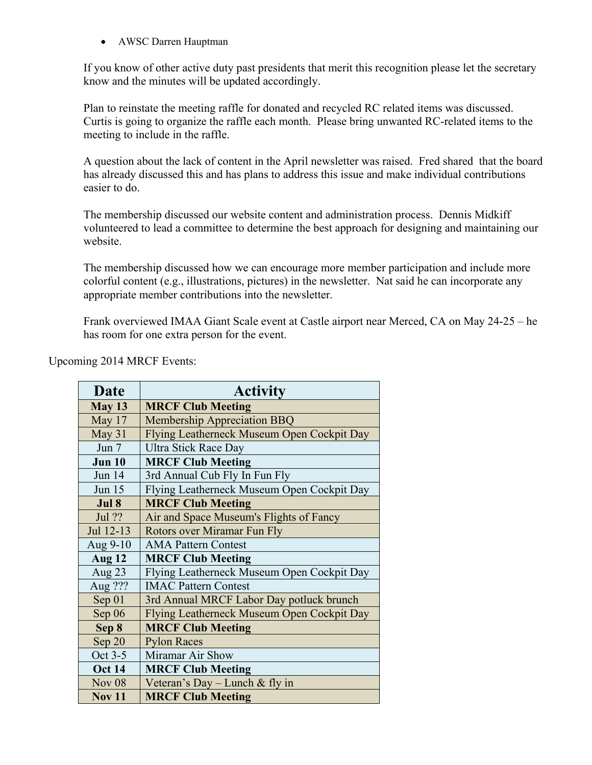- AWSC Darren Hauptman

If you know of other active duty past presidents that merit this recognition please let the secretary know and the minutes will be updated accordingly.

Plan to reinstate the meeting raffle for donated and recycled RC related items was discussed. Curtis is going to organize the raffle each month. Please bring unwanted RC-related items to the meeting to include in the raffle.

A question about the lack of content in the April newsletter was raised. Fred shared that the board has already discussed this and has plans to address this issue and make individual contributions easier to do.

The membership discussed our website content and administration process. Dennis Midkiff volunteered to lead a committee to determine the best approach for designing and maintaining our website.

The membership discussed how we can encourage more member participation and include more colorful content (e.g., illustrations, pictures) in the newsletter. Nat said he can incorporate any appropriate member contributions into the newsletter.

Frank overviewed IMAA Giant Scale event at Castle airport near Merced, CA on May 24-25 – he has room for one extra person for the event.

Upcoming 2014 MRCF Events:

| Date | Activity |
|---|---|
| **May 13** | **MRCF Club Meeting** |
| May 17 | Membership Appreciation BBQ |
| May 31 | Flying Leatherneck Museum Open Cockpit Day |
| Jun 7 | Ultra Stick Race Day |
| **Jun 10** | **MRCF Club Meeting** |
| Jun 14 | 3rd Annual Cub Fly In Fun Fly |
| Jun 15 | Flying Leatherneck Museum Open Cockpit Day |
| **Jul 8** | **MRCF Club Meeting** |
| Jul ?? | Air and Space Museum's Flights of Fancy |
| Jul 12-13 | Rotors over Miramar Fun Fly |
| Aug 9-10 | AMA Pattern Contest |
| **Aug 12** | **MRCF Club Meeting** |
| Aug 23 | Flying Leatherneck Museum Open Cockpit Day |
| Aug ??? | IMAC Pattern Contest |
| Sep 01 | 3rd Annual MRCF Labor Day potluck brunch |
| Sep 06 | Flying Leatherneck Museum Open Cockpit Day |
| **Sep 8** | **MRCF Club Meeting** |
| Sep 20 | Pylon Races |
| Oct 3-5 | Miramar Air Show |
| **Oct 14** | **MRCF Club Meeting** |
| Nov 08 | Veteran's Day – Lunch & fly in |
| **Nov 11** | **MRCF Club Meeting** |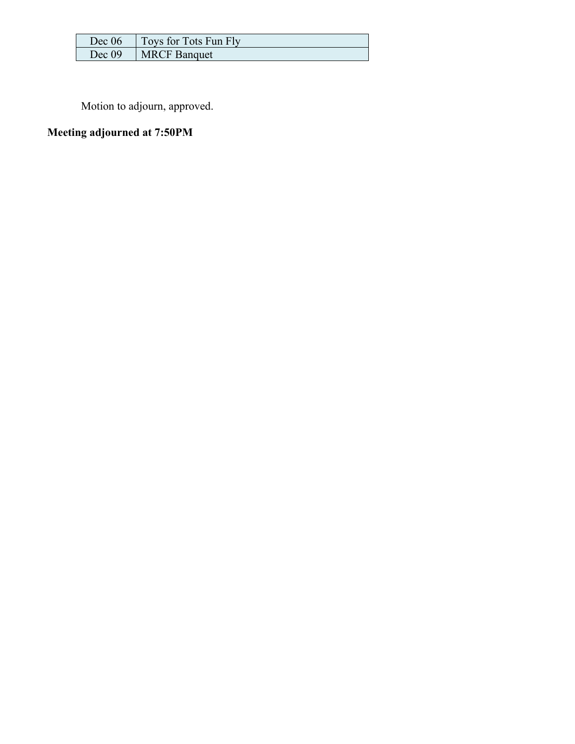| | |
|---|---|
| Dec 06 | Toys for Tots Fun Fly |
| Dec 09 | MRCF Banquet |

Motion to adjourn, approved.

**Meeting adjourned at 7:50PM**